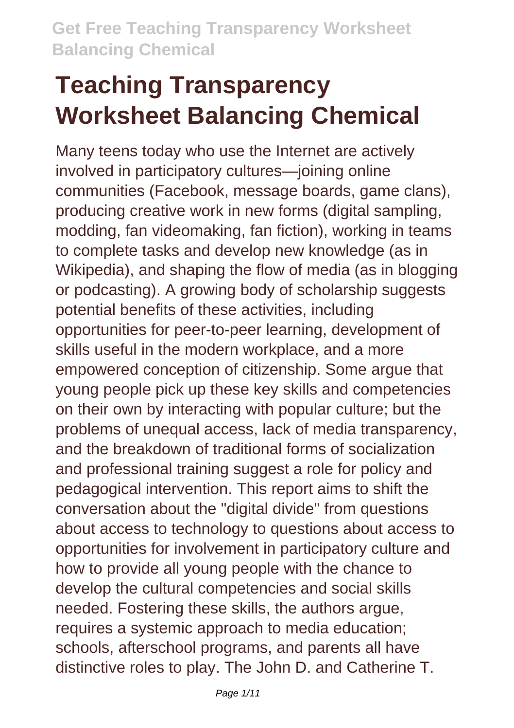# Teaching Transparency Worksheet Balancing Chemical

Many teens today who use the Internet are actively involved in participatory cultures—joining online communities (Facebook, message boards, game clans), producing creative work in new forms (digital sampling, modding, fan videomaking, fan fiction), working in teams to complete tasks and develop new knowledge (as in Wikipedia), and shaping the flow of media (as in blogging or podcasting). A growing body of scholarship suggests potential benefits of these activities, including opportunities for peer-to-peer learning, development of skills useful in the modern workplace, and a more empowered conception of citizenship. Some argue that young people pick up these key skills and competencies on their own by interacting with popular culture; but the problems of unequal access, lack of media transparency, and the breakdown of traditional forms of socialization and professional training suggest a role for policy and pedagogical intervention. This report aims to shift the conversation about the "digital divide" from questions about access to technology to questions about access to opportunities for involvement in participatory culture and how to provide all young people with the chance to develop the cultural competencies and social skills needed. Fostering these skills, the authors argue, requires a systemic approach to media education; schools, afterschool programs, and parents all have distinctive roles to play. The John D. and Catherine T.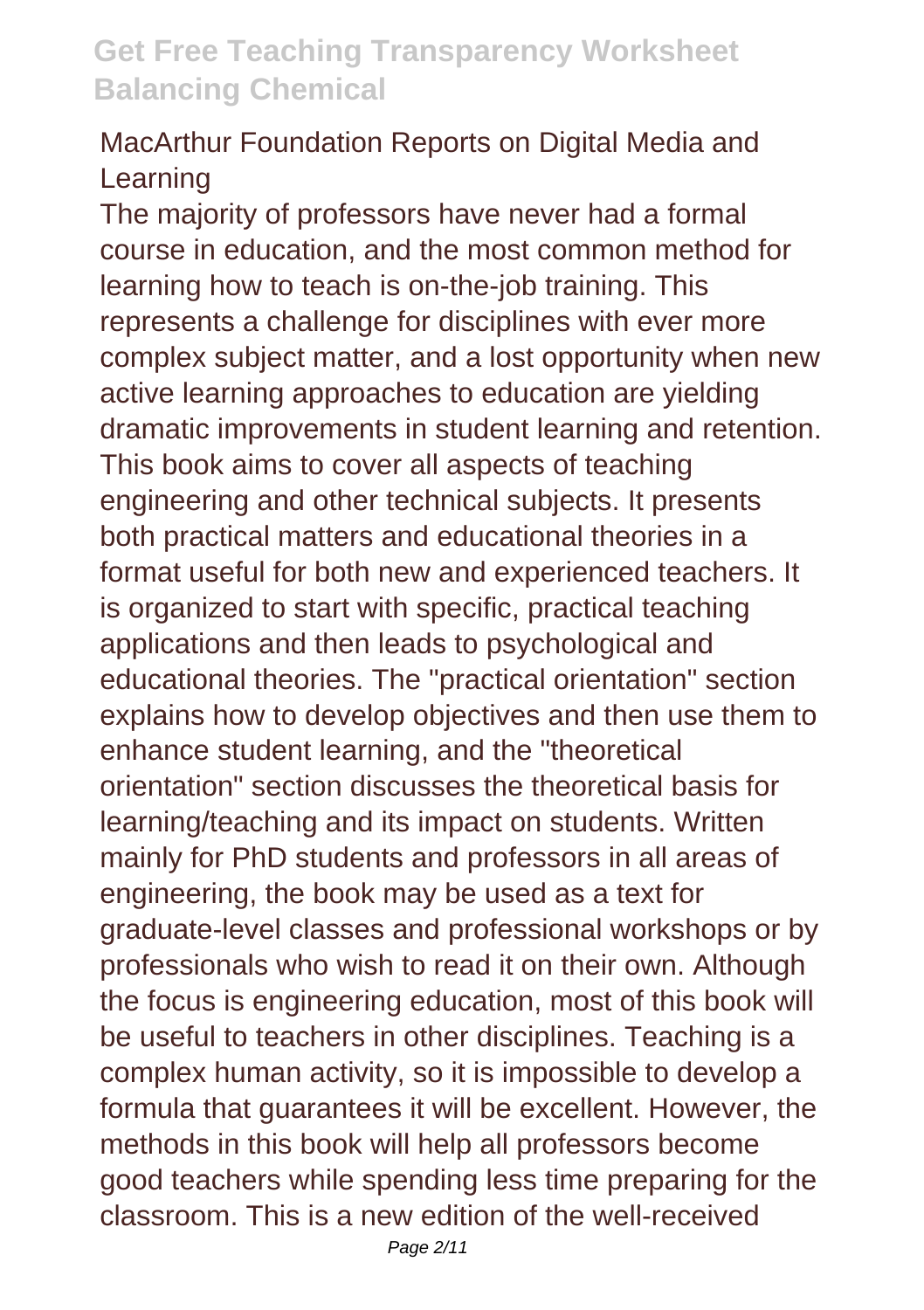MacArthur Foundation Reports on Digital Media and Learning

The majority of professors have never had a formal course in education, and the most common method for learning how to teach is on-the-job training. This represents a challenge for disciplines with ever more complex subject matter, and a lost opportunity when new active learning approaches to education are yielding dramatic improvements in student learning and retention. This book aims to cover all aspects of teaching engineering and other technical subjects. It presents both practical matters and educational theories in a format useful for both new and experienced teachers. It is organized to start with specific, practical teaching applications and then leads to psychological and educational theories. The "practical orientation" section explains how to develop objectives and then use them to enhance student learning, and the "theoretical orientation" section discusses the theoretical basis for learning/teaching and its impact on students. Written mainly for PhD students and professors in all areas of engineering, the book may be used as a text for graduate-level classes and professional workshops or by professionals who wish to read it on their own. Although the focus is engineering education, most of this book will be useful to teachers in other disciplines. Teaching is a complex human activity, so it is impossible to develop a formula that guarantees it will be excellent. However, the methods in this book will help all professors become good teachers while spending less time preparing for the classroom. This is a new edition of the well-received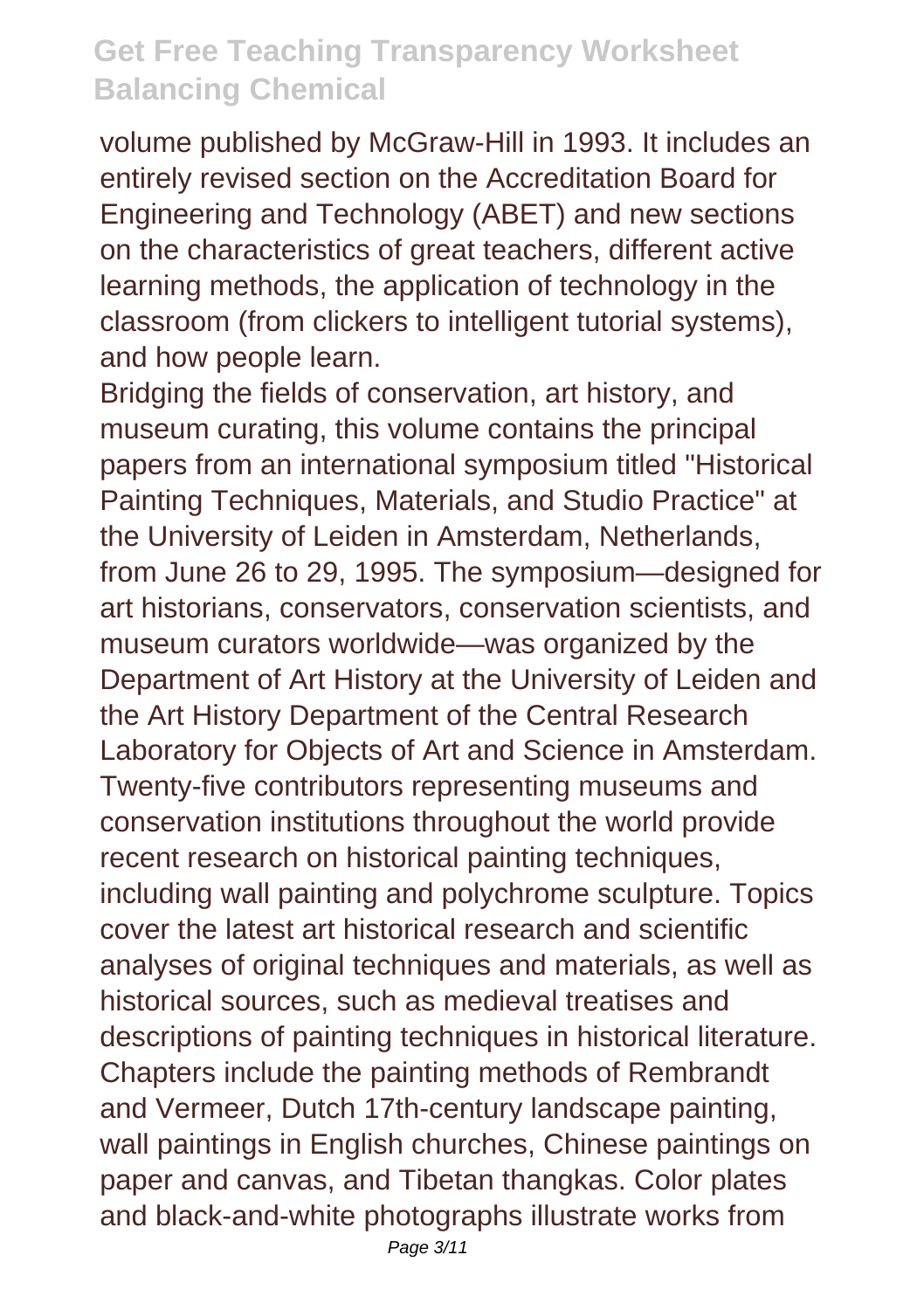volume published by McGraw-Hill in 1993. It includes an entirely revised section on the Accreditation Board for Engineering and Technology (ABET) and new sections on the characteristics of great teachers, different active learning methods, the application of technology in the classroom (from clickers to intelligent tutorial systems), and how people learn.

Bridging the fields of conservation, art history, and museum curating, this volume contains the principal papers from an international symposium titled "Historical Painting Techniques, Materials, and Studio Practice" at the University of Leiden in Amsterdam, Netherlands, from June 26 to 29, 1995. The symposium—designed for art historians, conservators, conservation scientists, and museum curators worldwide—was organized by the Department of Art History at the University of Leiden and the Art History Department of the Central Research Laboratory for Objects of Art and Science in Amsterdam. Twenty-five contributors representing museums and conservation institutions throughout the world provide recent research on historical painting techniques, including wall painting and polychrome sculpture. Topics cover the latest art historical research and scientific analyses of original techniques and materials, as well as historical sources, such as medieval treatises and descriptions of painting techniques in historical literature. Chapters include the painting methods of Rembrandt and Vermeer, Dutch 17th-century landscape painting, wall paintings in English churches, Chinese paintings on paper and canvas, and Tibetan thangkas. Color plates and black-and-white photographs illustrate works from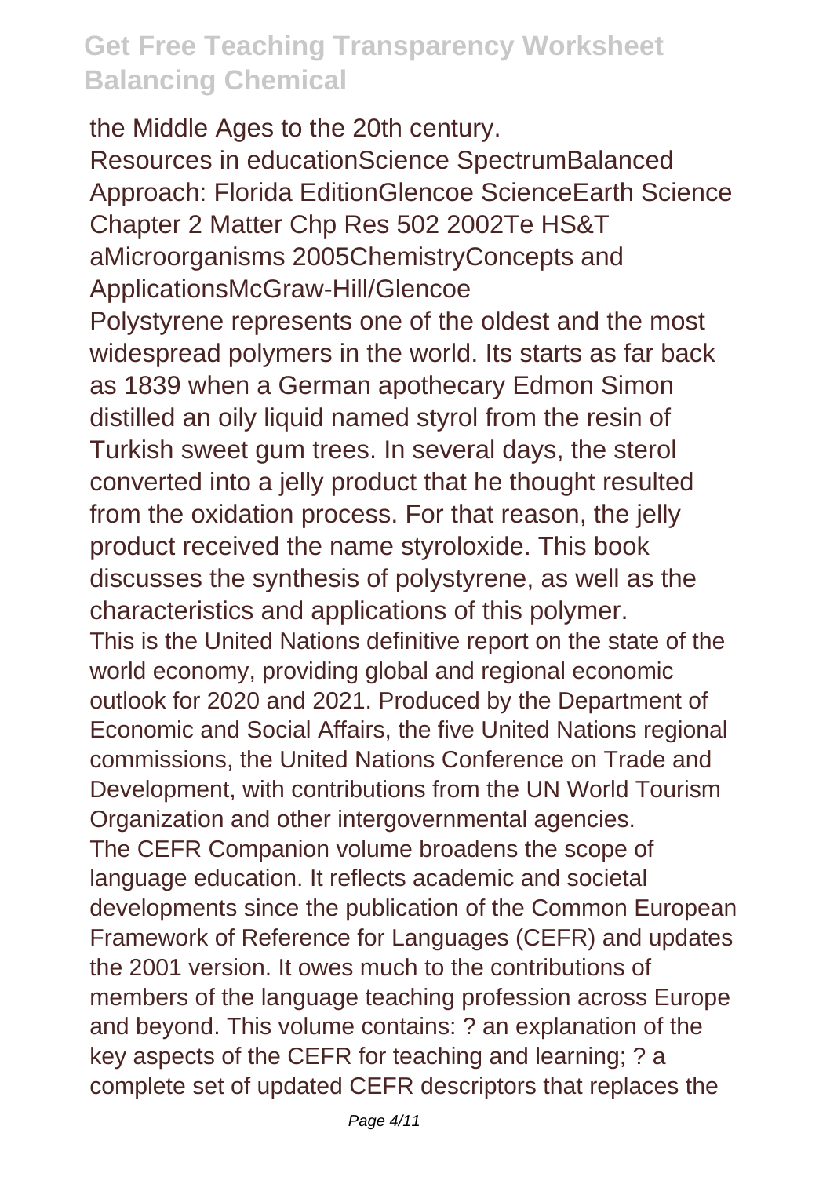the Middle Ages to the 20th century.

Resources in educationScience SpectrumBalanced Approach: Florida EditionGlencoe ScienceEarth Science Chapter 2 Matter Chp Res 502 2002Te HS&T aMicroorganisms 2005ChemistryConcepts and ApplicationsMcGraw-Hill/Glencoe

Polystyrene represents one of the oldest and the most widespread polymers in the world. Its starts as far back as 1839 when a German apothecary Edmon Simon distilled an oily liquid named styrol from the resin of Turkish sweet gum trees. In several days, the sterol converted into a jelly product that he thought resulted from the oxidation process. For that reason, the jelly product received the name styroloxide. This book discusses the synthesis of polystyrene, as well as the characteristics and applications of this polymer.

This is the United Nations definitive report on the state of the world economy, providing global and regional economic outlook for 2020 and 2021. Produced by the Department of Economic and Social Affairs, the five United Nations regional commissions, the United Nations Conference on Trade and Development, with contributions from the UN World Tourism Organization and other intergovernmental agencies.

The CEFR Companion volume broadens the scope of language education. It reflects academic and societal developments since the publication of the Common European Framework of Reference for Languages (CEFR) and updates the 2001 version. It owes much to the contributions of members of the language teaching profession across Europe and beyond. This volume contains: ? an explanation of the key aspects of the CEFR for teaching and learning; ? a complete set of updated CEFR descriptors that replaces the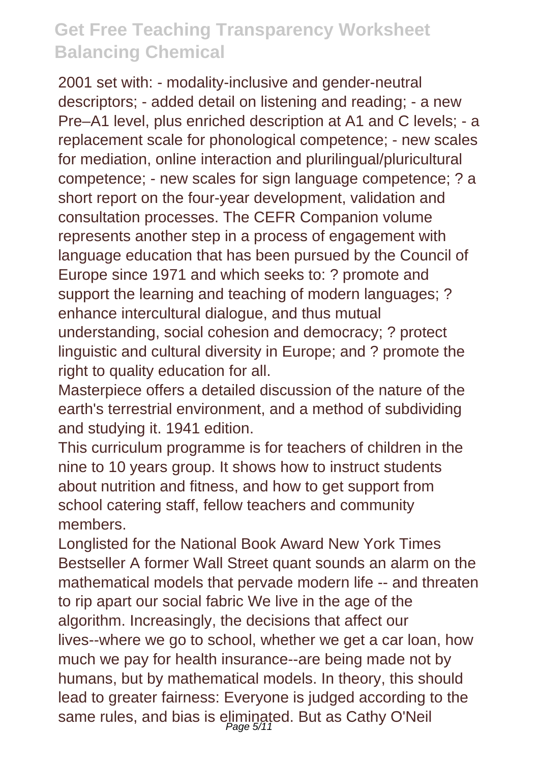2001 set with: - modality-inclusive and gender-neutral descriptors; - added detail on listening and reading; - a new Pre–A1 level, plus enriched description at A1 and C levels; - a replacement scale for phonological competence; - new scales for mediation, online interaction and plurilingual/pluricultural competence; - new scales for sign language competence; ? a short report on the four-year development, validation and consultation processes. The CEFR Companion volume represents another step in a process of engagement with language education that has been pursued by the Council of Europe since 1971 and which seeks to: ? promote and support the learning and teaching of modern languages; ? enhance intercultural dialogue, and thus mutual understanding, social cohesion and democracy; ? protect linguistic and cultural diversity in Europe; and ? promote the right to quality education for all.

Masterpiece offers a detailed discussion of the nature of the earth's terrestrial environment, and a method of subdividing and studying it. 1941 edition.

This curriculum programme is for teachers of children in the nine to 10 years group. It shows how to instruct students about nutrition and fitness, and how to get support from school catering staff, fellow teachers and community members.

Longlisted for the National Book Award New York Times Bestseller A former Wall Street quant sounds an alarm on the mathematical models that pervade modern life -- and threaten to rip apart our social fabric We live in the age of the algorithm. Increasingly, the decisions that affect our lives--where we go to school, whether we get a car loan, how much we pay for health insurance--are being made not by humans, but by mathematical models. In theory, this should lead to greater fairness: Everyone is judged according to the same rules, and bias is eliminated. But as Cathy O'Neil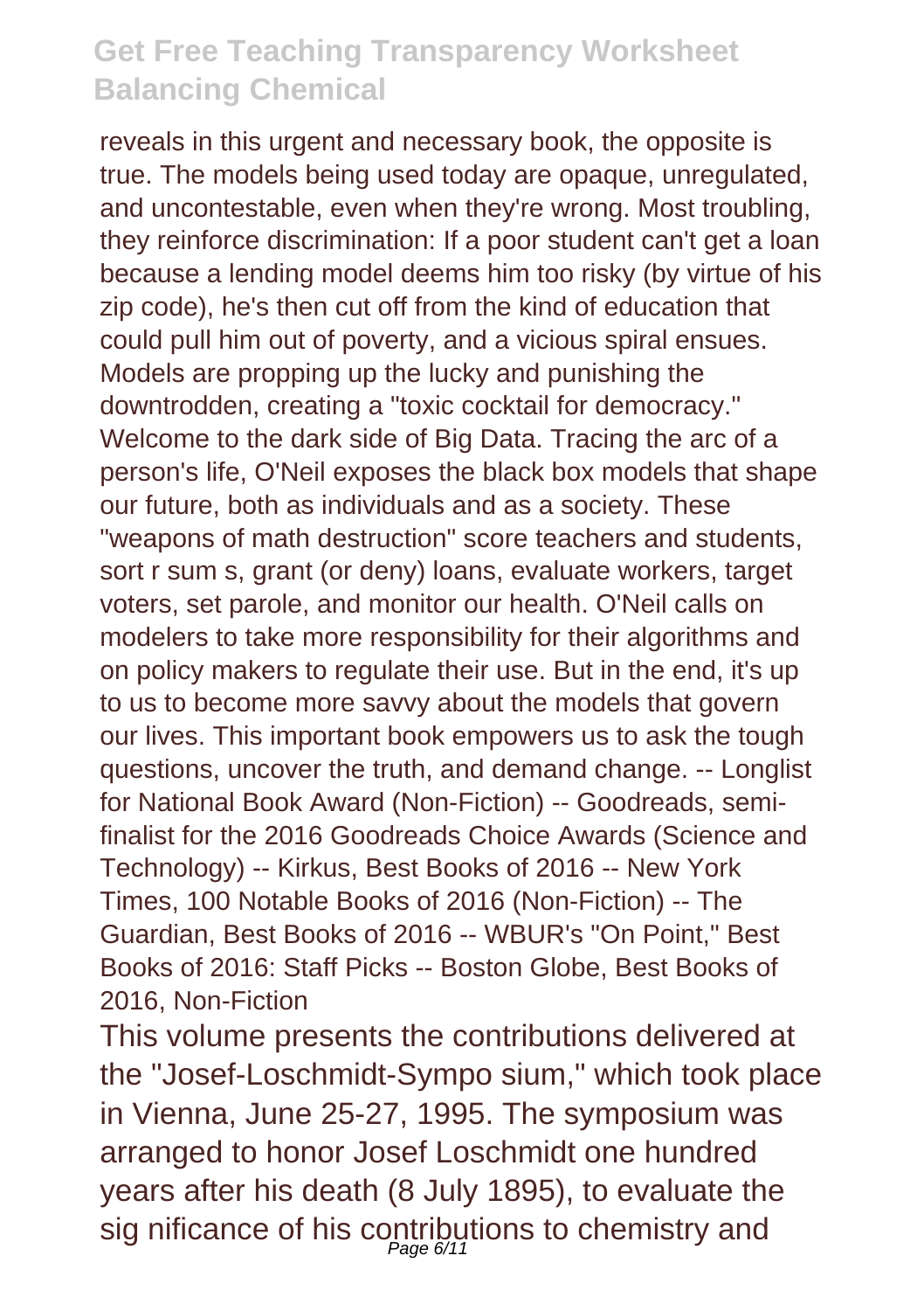reveals in this urgent and necessary book, the opposite is true. The models being used today are opaque, unregulated, and uncontestable, even when they're wrong. Most troubling, they reinforce discrimination: If a poor student can't get a loan because a lending model deems him too risky (by virtue of his zip code), he's then cut off from the kind of education that could pull him out of poverty, and a vicious spiral ensues. Models are propping up the lucky and punishing the downtrodden, creating a "toxic cocktail for democracy." Welcome to the dark side of Big Data. Tracing the arc of a person's life, O'Neil exposes the black box models that shape our future, both as individuals and as a society. These "weapons of math destruction" score teachers and students, sort r sum s, grant (or deny) loans, evaluate workers, target voters, set parole, and monitor our health. O'Neil calls on modelers to take more responsibility for their algorithms and on policy makers to regulate their use. But in the end, it's up to us to become more savvy about the models that govern our lives. This important book empowers us to ask the tough questions, uncover the truth, and demand change. -- Longlist for National Book Award (Non-Fiction) -- Goodreads, semi-finalist for the 2016 Goodreads Choice Awards (Science and Technology) -- Kirkus, Best Books of 2016 -- New York Times, 100 Notable Books of 2016 (Non-Fiction) -- The Guardian, Best Books of 2016 -- WBUR's "On Point," Best Books of 2016: Staff Picks -- Boston Globe, Best Books of 2016, Non-Fiction

This volume presents the contributions delivered at the "Josef-Loschmidt-Sympo sium," which took place in Vienna, June 25-27, 1995. The symposium was arranged to honor Josef Loschmidt one hundred years after his death (8 July 1895), to evaluate the sig nificance of his contributions to chemistry and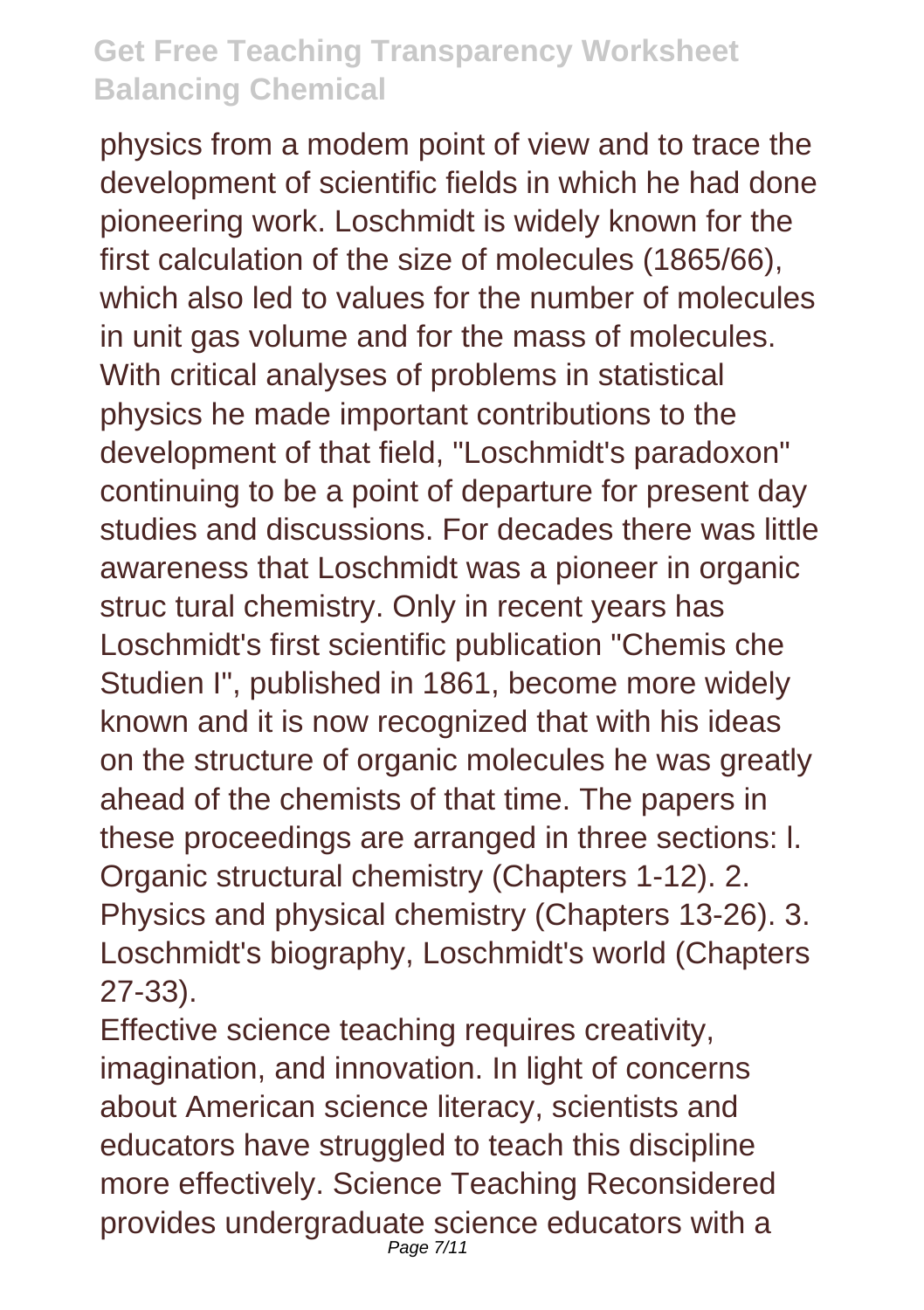physics from a modem point of view and to trace the development of scientific fields in which he had done pioneering work. Loschmidt is widely known for the first calculation of the size of molecules (1865/66), which also led to values for the number of molecules in unit gas volume and for the mass of molecules. With critical analyses of problems in statistical physics he made important contributions to the development of that field, "Loschmidt's paradoxon" continuing to be a point of departure for present day studies and discussions. For decades there was little awareness that Loschmidt was a pioneer in organic struc tural chemistry. Only in recent years has Loschmidt's first scientific publication "Chemis che Studien I", published in 1861, become more widely known and it is now recognized that with his ideas on the structure of organic molecules he was greatly ahead of the chemists of that time. The papers in these proceedings are arranged in three sections: l. Organic structural chemistry (Chapters 1-12). 2. Physics and physical chemistry (Chapters 13-26). 3. Loschmidt's biography, Loschmidt's world (Chapters 27-33).

Effective science teaching requires creativity, imagination, and innovation. In light of concerns about American science literacy, scientists and educators have struggled to teach this discipline more effectively. Science Teaching Reconsidered provides undergraduate science educators with a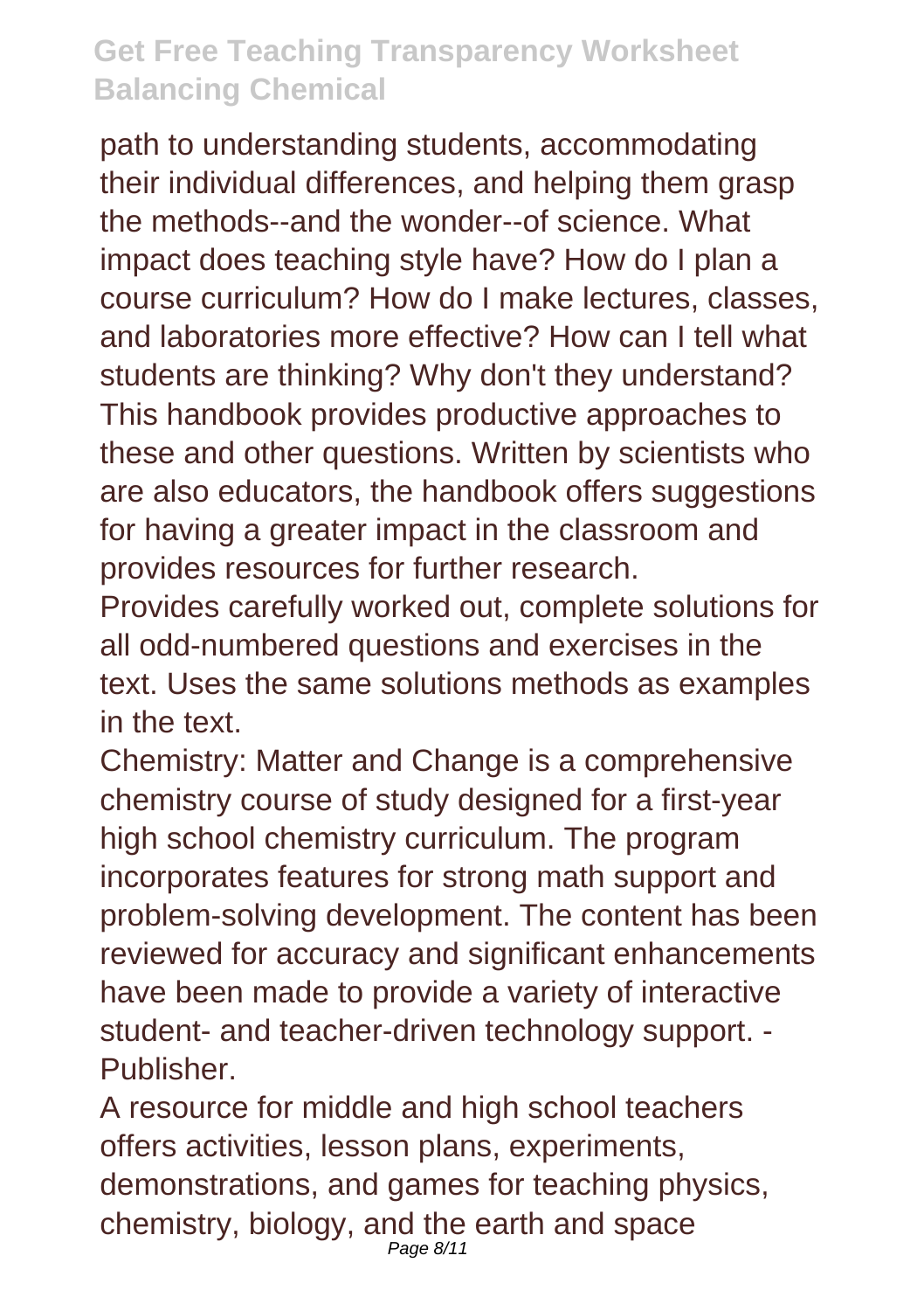path to understanding students, accommodating their individual differences, and helping them grasp the methods--and the wonder--of science. What impact does teaching style have? How do I plan a course curriculum? How do I make lectures, classes, and laboratories more effective? How can I tell what students are thinking? Why don't they understand? This handbook provides productive approaches to these and other questions. Written by scientists who are also educators, the handbook offers suggestions for having a greater impact in the classroom and provides resources for further research.

Provides carefully worked out, complete solutions for all odd-numbered questions and exercises in the text. Uses the same solutions methods as examples in the text.

Chemistry: Matter and Change is a comprehensive chemistry course of study designed for a first-year high school chemistry curriculum. The program incorporates features for strong math support and problem-solving development. The content has been reviewed for accuracy and significant enhancements have been made to provide a variety of interactive student- and teacher-driven technology support. -Publisher.

A resource for middle and high school teachers offers activities, lesson plans, experiments, demonstrations, and games for teaching physics, chemistry, biology, and the earth and space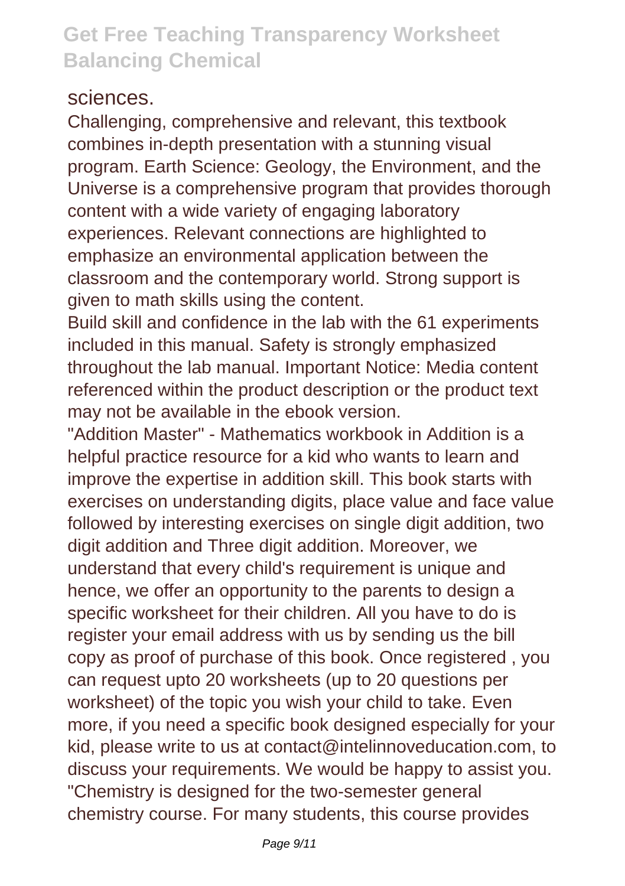sciences.

Challenging, comprehensive and relevant, this textbook combines in-depth presentation with a stunning visual program. Earth Science: Geology, the Environment, and the Universe is a comprehensive program that provides thorough content with a wide variety of engaging laboratory experiences. Relevant connections are highlighted to emphasize an environmental application between the classroom and the contemporary world. Strong support is given to math skills using the content.

Build skill and confidence in the lab with the 61 experiments included in this manual. Safety is strongly emphasized throughout the lab manual. Important Notice: Media content referenced within the product description or the product text may not be available in the ebook version.

"Addition Master" - Mathematics workbook in Addition is a helpful practice resource for a kid who wants to learn and improve the expertise in addition skill. This book starts with exercises on understanding digits, place value and face value followed by interesting exercises on single digit addition, two digit addition and Three digit addition. Moreover, we understand that every child's requirement is unique and hence, we offer an opportunity to the parents to design a specific worksheet for their children. All you have to do is register your email address with us by sending us the bill copy as proof of purchase of this book. Once registered , you can request upto 20 worksheets (up to 20 questions per worksheet) of the topic you wish your child to take. Even more, if you need a specific book designed especially for your kid, please write to us at contact@intelinnoveducation.com, to discuss your requirements. We would be happy to assist you.

"Chemistry is designed for the two-semester general chemistry course. For many students, this course provides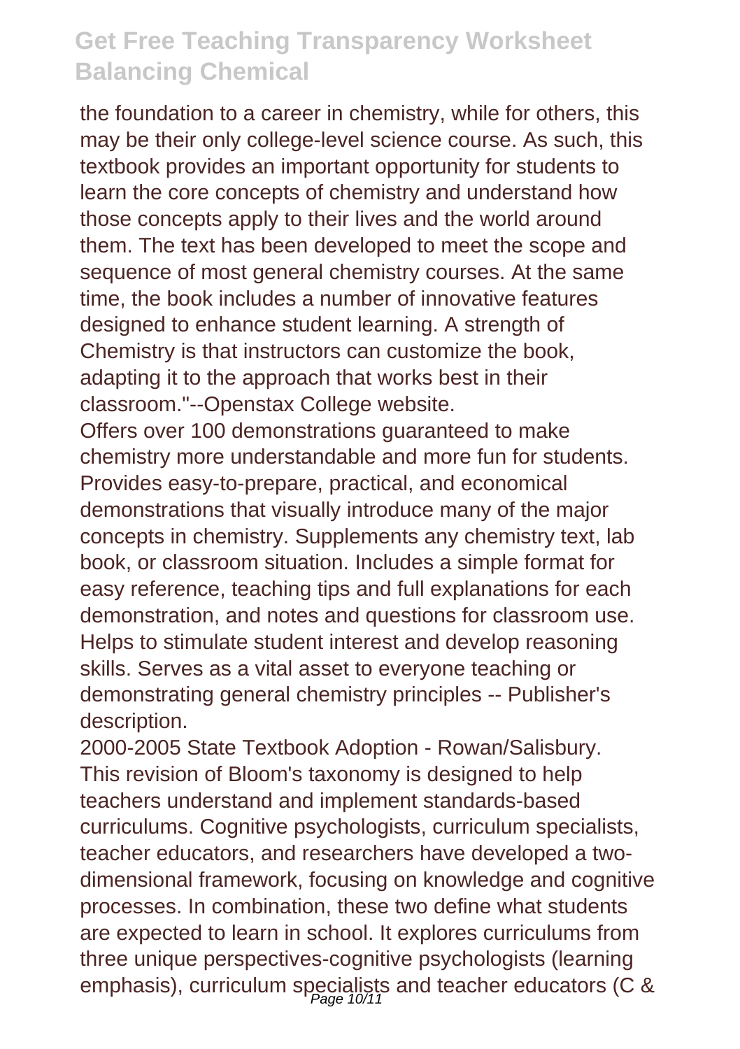the foundation to a career in chemistry, while for others, this may be their only college-level science course. As such, this textbook provides an important opportunity for students to learn the core concepts of chemistry and understand how those concepts apply to their lives and the world around them. The text has been developed to meet the scope and sequence of most general chemistry courses. At the same time, the book includes a number of innovative features designed to enhance student learning. A strength of Chemistry is that instructors can customize the book, adapting it to the approach that works best in their classroom."--Openstax College website.

Offers over 100 demonstrations guaranteed to make chemistry more understandable and more fun for students. Provides easy-to-prepare, practical, and economical demonstrations that visually introduce many of the major concepts in chemistry. Supplements any chemistry text, lab book, or classroom situation. Includes a simple format for easy reference, teaching tips and full explanations for each demonstration, and notes and questions for classroom use. Helps to stimulate student interest and develop reasoning skills. Serves as a vital asset to everyone teaching or demonstrating general chemistry principles -- Publisher's description.

2000-2005 State Textbook Adoption - Rowan/Salisbury.

This revision of Bloom's taxonomy is designed to help teachers understand and implement standards-based curriculums. Cognitive psychologists, curriculum specialists, teacher educators, and researchers have developed a two-dimensional framework, focusing on knowledge and cognitive processes. In combination, these two define what students are expected to learn in school. It explores curriculums from three unique perspectives-cognitive psychologists (learning emphasis), curriculum specialists and teacher educators (C &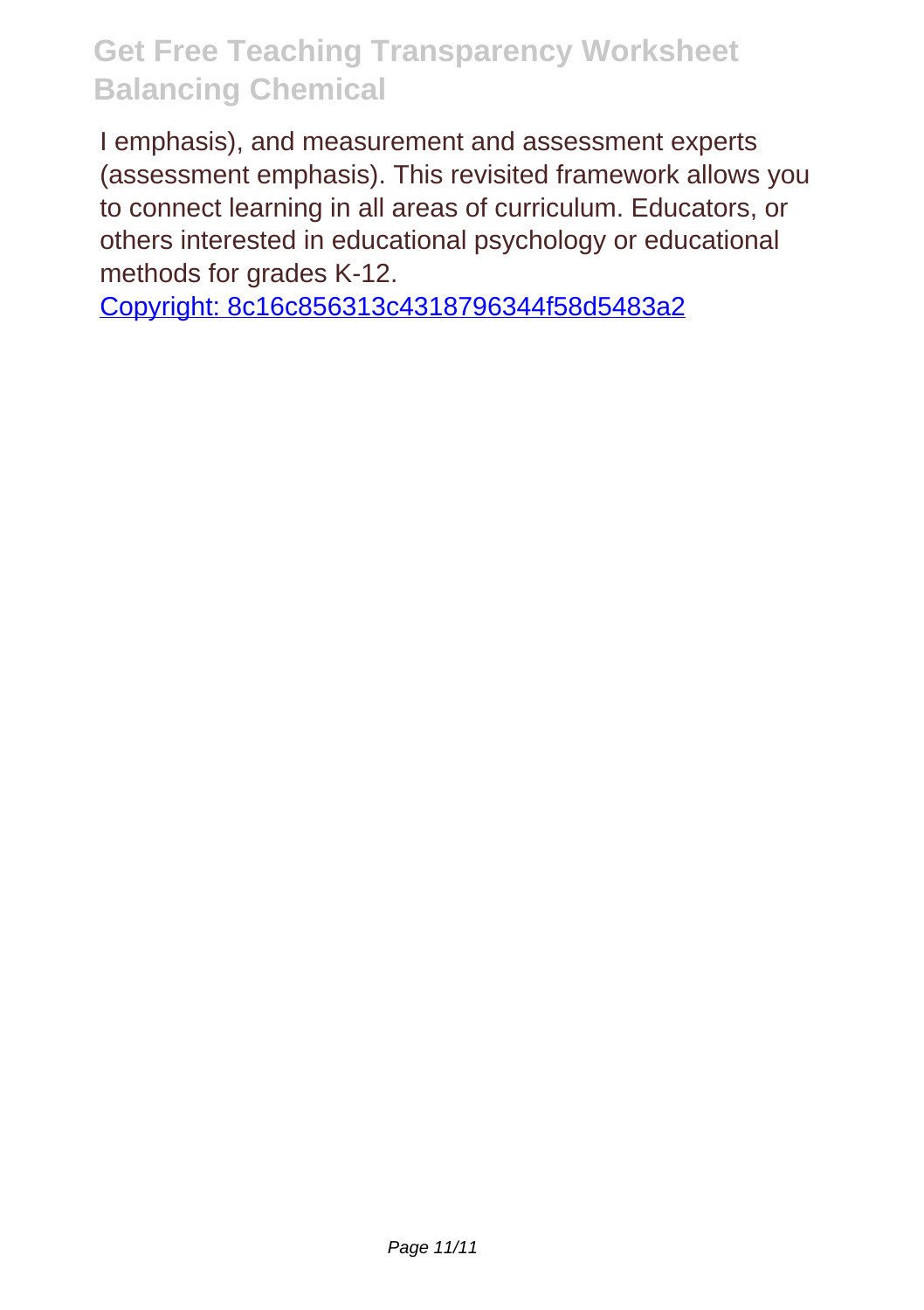I emphasis), and measurement and assessment experts (assessment emphasis). This revisited framework allows you to connect learning in all areas of curriculum. Educators, or others interested in educational psychology or educational methods for grades K-12.

Copyright: 8c16c856313c4318796344f58d5483a2